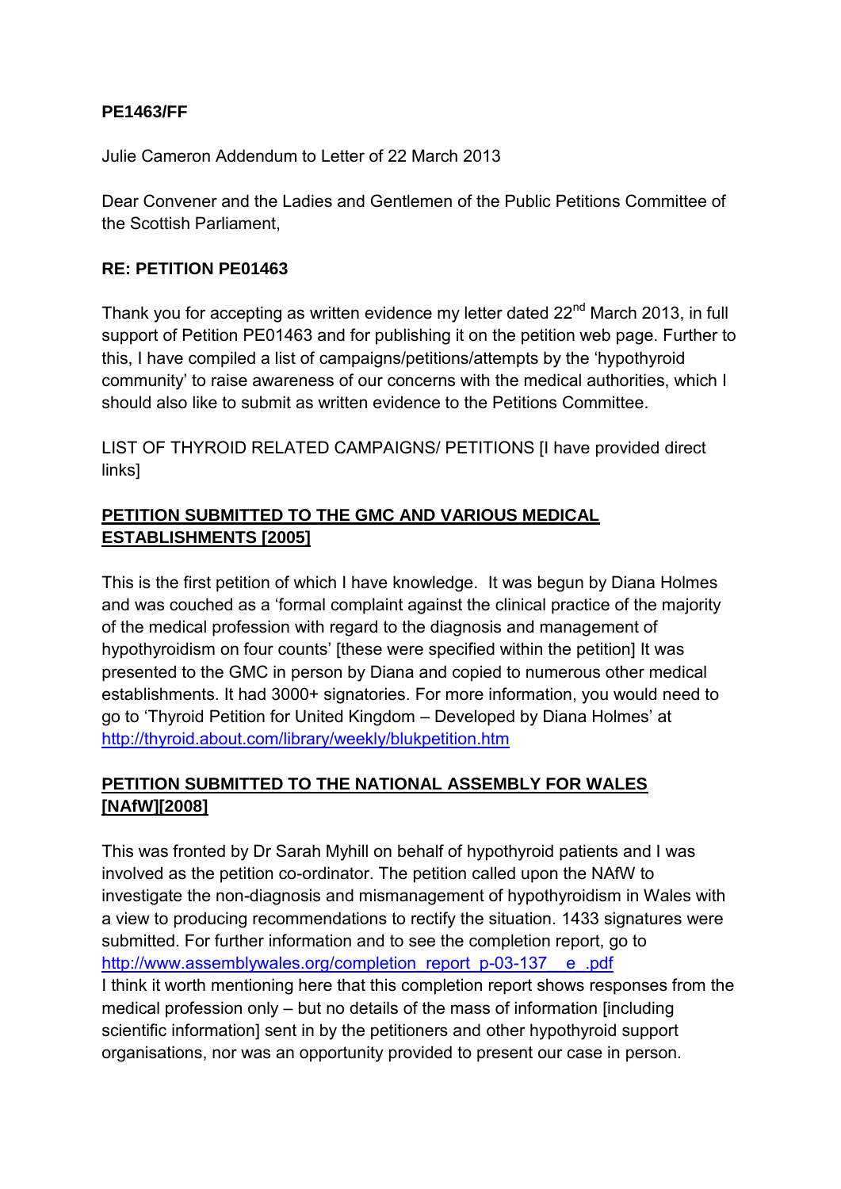**PE1463/FF**

Julie Cameron Addendum to Letter of 22 March 2013

Dear Convener and the Ladies and Gentlemen of the Public Petitions Committee of the Scottish Parliament,

**RE: PETITION PE01463**

Thank you for accepting as written evidence my letter dated 22nd March 2013, in full support of Petition PE01463 and for publishing it on the petition web page. Further to this, I have compiled a list of campaigns/petitions/attempts by the 'hypothyroid community' to raise awareness of our concerns with the medical authorities, which I should also like to submit as written evidence to the Petitions Committee.

LIST OF THYROID RELATED CAMPAIGNS/ PETITIONS [I have provided direct links]

**PETITION SUBMITTED TO THE GMC AND VARIOUS MEDICAL ESTABLISHMENTS [2005]**

This is the first petition of which I have knowledge. It was begun by Diana Holmes and was couched as a 'formal complaint against the clinical practice of the majority of the medical profession with regard to the diagnosis and management of hypothyroidism on four counts' [these were specified within the petition] It was presented to the GMC in person by Diana and copied to numerous other medical establishments. It had 3000+ signatories. For more information, you would need to go to 'Thyroid Petition for United Kingdom – Developed by Diana Holmes' at http://thyroid.about.com/library/weekly/blukpetition.htm

**PETITION SUBMITTED TO THE NATIONAL ASSEMBLY FOR WALES [NAfW][2008]**

This was fronted by Dr Sarah Myhill on behalf of hypothyroid patients and I was involved as the petition co-ordinator. The petition called upon the NAfW to investigate the non-diagnosis and mismanagement of hypothyroidism in Wales with a view to producing recommendations to rectify the situation. 1433 signatures were submitted. For further information and to see the completion report, go to http://www.assemblywales.org/completion_report_p-03-137__e_.pdf
I think it worth mentioning here that this completion report shows responses from the medical profession only – but no details of the mass of information [including scientific information] sent in by the petitioners and other hypothyroid support organisations, nor was an opportunity provided to present our case in person.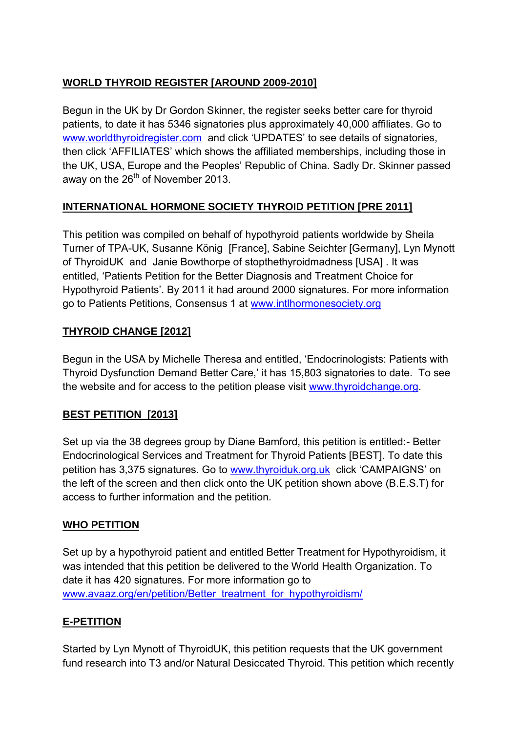**WORLD THYROID REGISTER [AROUND 2009-2010]**

Begun in the UK by Dr Gordon Skinner, the register seeks better care for thyroid patients, to date it has 5346 signatories plus approximately 40,000 affiliates. Go to www.worldthyroidregister.com and click 'UPDATES' to see details of signatories, then click 'AFFILIATES' which shows the affiliated memberships, including those in the UK, USA, Europe and the Peoples' Republic of China. Sadly Dr. Skinner passed away on the 26th of November 2013.

**INTERNATIONAL HORMONE SOCIETY THYROID PETITION [PRE 2011]**

This petition was compiled on behalf of hypothyroid patients worldwide by Sheila Turner of TPA-UK, Susanne König [France], Sabine Seichter [Germany], Lyn Mynott of ThyroidUK and Janie Bowthorpe of stopthethyroidmadness [USA] . It was entitled, 'Patients Petition for the Better Diagnosis and Treatment Choice for Hypothyroid Patients'. By 2011 it had around 2000 signatures. For more information go to Patients Petitions, Consensus 1 at www.intlhormonesociety.org

**THYROID CHANGE [2012]**

Begun in the USA by Michelle Theresa and entitled, 'Endocrinologists: Patients with Thyroid Dysfunction Demand Better Care,' it has 15,803 signatories to date. To see the website and for access to the petition please visit www.thyroidchange.org.

**BEST PETITION [2013]**

Set up via the 38 degrees group by Diane Bamford, this petition is entitled:- Better Endocrinological Services and Treatment for Thyroid Patients [BEST]. To date this petition has 3,375 signatures. Go to www.thyroiduk.org.uk click 'CAMPAIGNS' on the left of the screen and then click onto the UK petition shown above (B.E.S.T) for access to further information and the petition.

**WHO PETITION**

Set up by a hypothyroid patient and entitled Better Treatment for Hypothyroidism, it was intended that this petition be delivered to the World Health Organization. To date it has 420 signatures. For more information go to www.avaaz.org/en/petition/Better_treatment_for_hypothyroidism/

**E-PETITION**

Started by Lyn Mynott of ThyroidUK, this petition requests that the UK government fund research into T3 and/or Natural Desiccated Thyroid. This petition which recently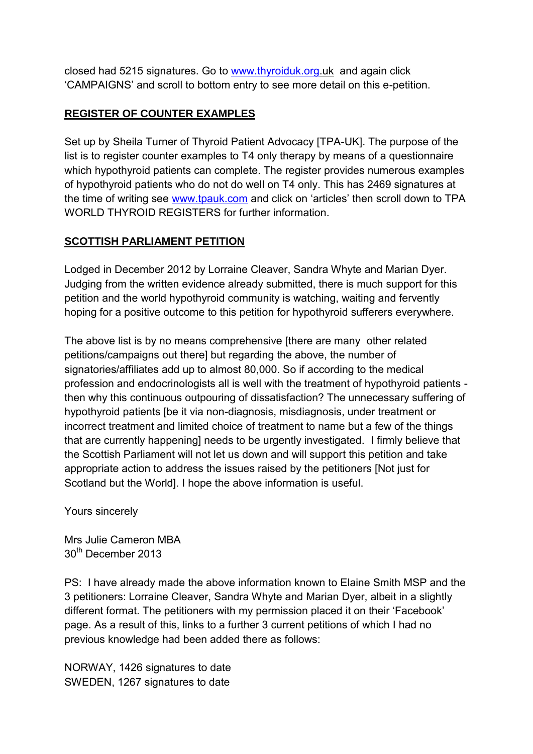closed had 5215 signatures. Go to www.thyroiduk.org.uk and again click 'CAMPAIGNS' and scroll to bottom entry to see more detail on this e-petition.

**REGISTER OF COUNTER EXAMPLES**

Set up by Sheila Turner of Thyroid Patient Advocacy [TPA-UK]. The purpose of the list is to register counter examples to T4 only therapy by means of a questionnaire which hypothyroid patients can complete. The register provides numerous examples of hypothyroid patients who do not do well on T4 only. This has 2469 signatures at the time of writing see www.tpauk.com and click on 'articles' then scroll down to TPA WORLD THYROID REGISTERS for further information.

**SCOTTISH PARLIAMENT PETITION**

Lodged in December 2012 by Lorraine Cleaver, Sandra Whyte and Marian Dyer. Judging from the written evidence already submitted, there is much support for this petition and the world hypothyroid community is watching, waiting and fervently hoping for a positive outcome to this petition for hypothyroid sufferers everywhere.

The above list is by no means comprehensive [there are many other related petitions/campaigns out there] but regarding the above, the number of signatories/affiliates add up to almost 80,000. So if according to the medical profession and endocrinologists all is well with the treatment of hypothyroid patients - then why this continuous outpouring of dissatisfaction? The unnecessary suffering of hypothyroid patients [be it via non-diagnosis, misdiagnosis, under treatment or incorrect treatment and limited choice of treatment to name but a few of the things that are currently happening] needs to be urgently investigated. I firmly believe that the Scottish Parliament will not let us down and will support this petition and take appropriate action to address the issues raised by the petitioners [Not just for Scotland but the World]. I hope the above information is useful.

Yours sincerely

Mrs Julie Cameron MBA
30th December 2013

PS: I have already made the above information known to Elaine Smith MSP and the 3 petitioners: Lorraine Cleaver, Sandra Whyte and Marian Dyer, albeit in a slightly different format. The petitioners with my permission placed it on their 'Facebook' page. As a result of this, links to a further 3 current petitions of which I had no previous knowledge had been added there as follows:

NORWAY, 1426 signatures to date
SWEDEN, 1267 signatures to date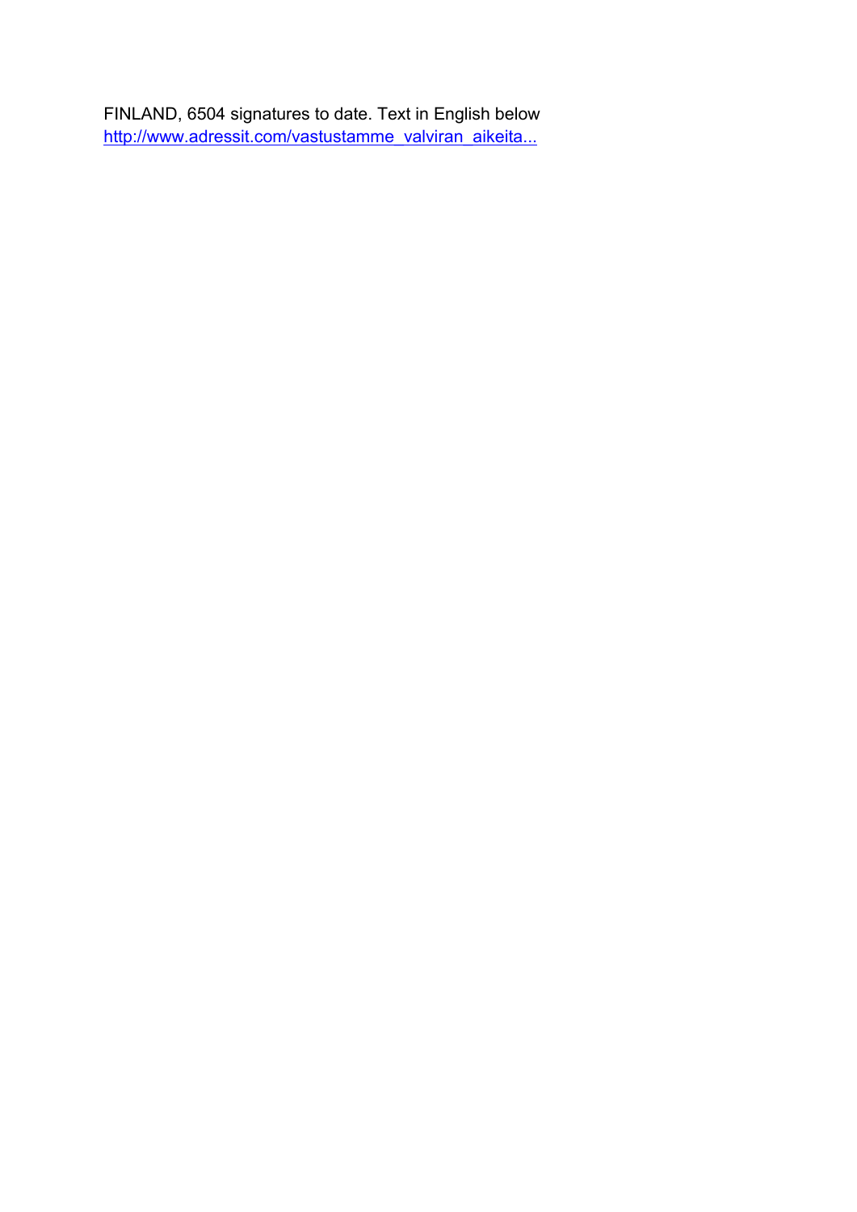FINLAND, 6504 signatures to date. Text in English below
[http://www.adressit.com/vastustamme_valviran_aikeita...](http://www.adressit.com/vastustamme_valviran_aikeita...)